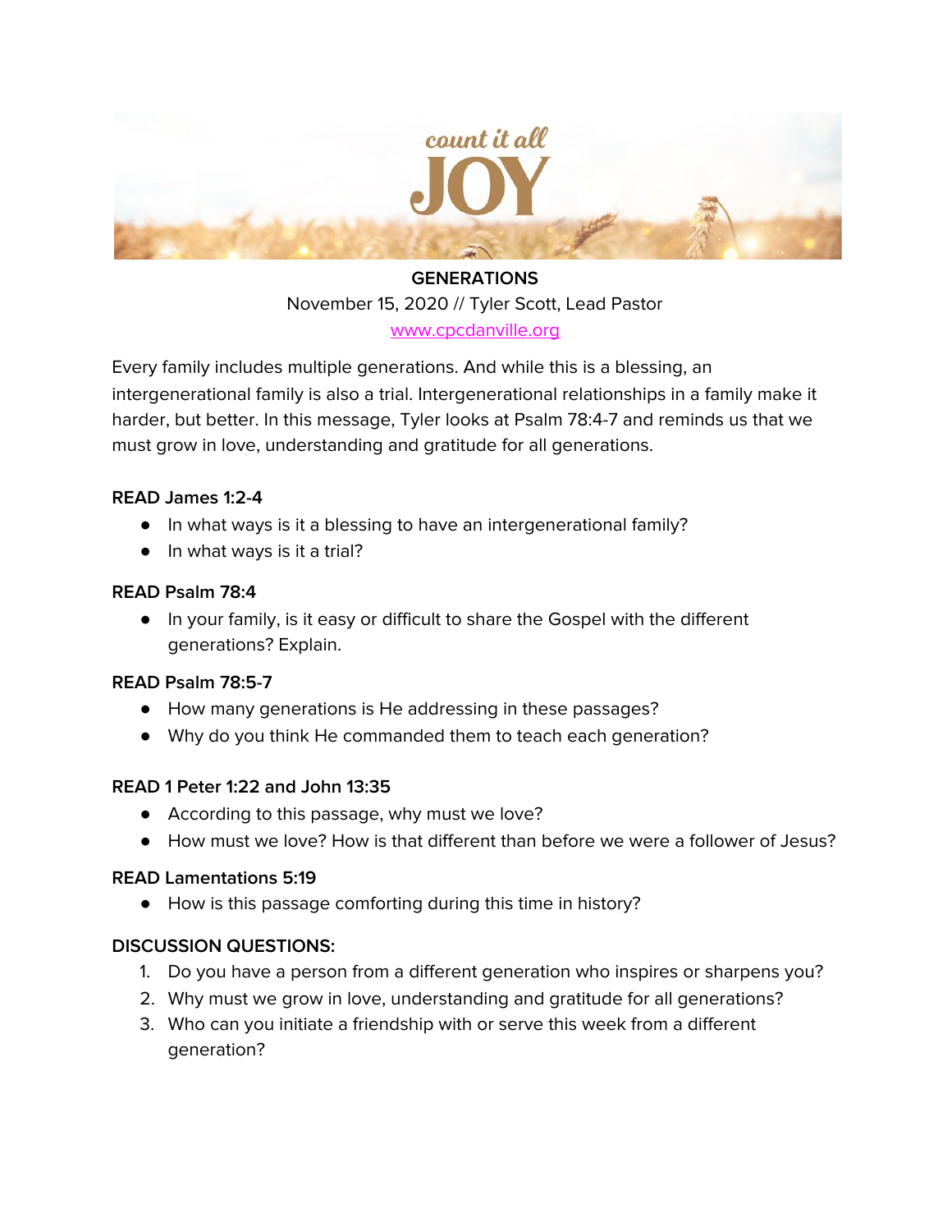count it all

# JOY

**GENERATIONS**

November 15, 2020 // Tyler Scott, Lead Pastor

www.cpcdanville.org

Every family includes multiple generations. And while this is a blessing, an intergenerational family is also a trial. Intergenerational relationships in a family make it harder, but better. In this message, Tyler looks at Psalm 78:4-7 and reminds us that we must grow in love, understanding and gratitude for all generations.

**READ James 1:2-4**

- In what ways is it a blessing to have an intergenerational family?
- In what ways is it a trial?

**READ Psalm 78:4**

- In your family, is it easy or difficult to share the Gospel with the different generations? Explain.

**READ Psalm 78:5-7**

- How many generations is He addressing in these passages?
- Why do you think He commanded them to teach each generation?

**READ 1 Peter 1:22 and John 13:35**

- According to this passage, why must we love?
- How must we love? How is that different than before we were a follower of Jesus?

**READ Lamentations 5:19**

- How is this passage comforting during this time in history?

**DISCUSSION QUESTIONS:**

1. Do you have a person from a different generation who inspires or sharpens you?
2. Why must we grow in love, understanding and gratitude for all generations?
3. Who can you initiate a friendship with or serve this week from a different generation?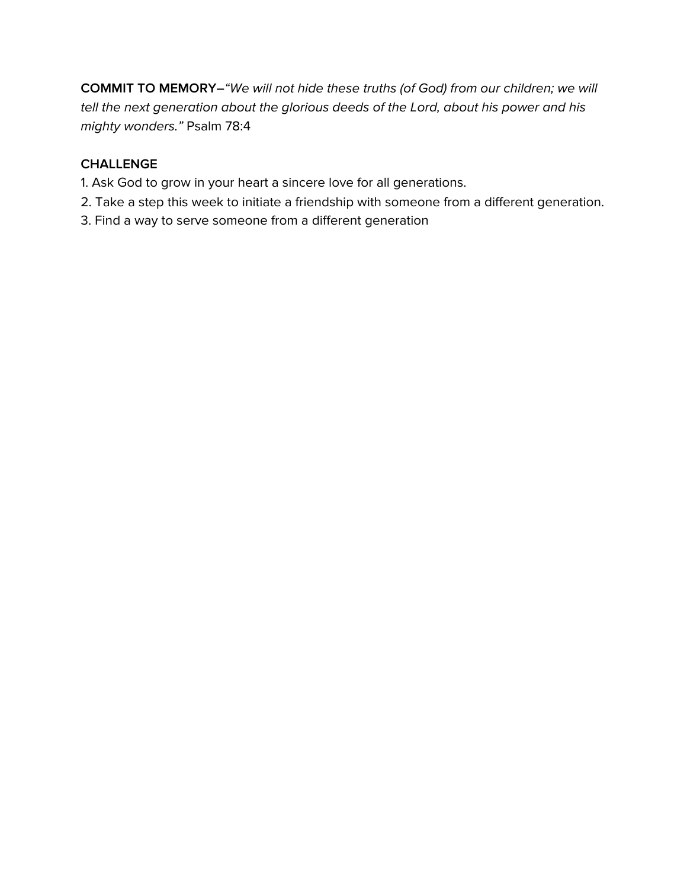**COMMIT TO MEMORY–***"We will not hide these truths (of God) from our children; we will tell the next generation about the glorious deeds of the Lord, about his power and his mighty wonders."* Psalm 78:4

**CHALLENGE**

1. Ask God to grow in your heart a sincere love for all generations.
2. Take a step this week to initiate a friendship with someone from a different generation.
3. Find a way to serve someone from a different generation